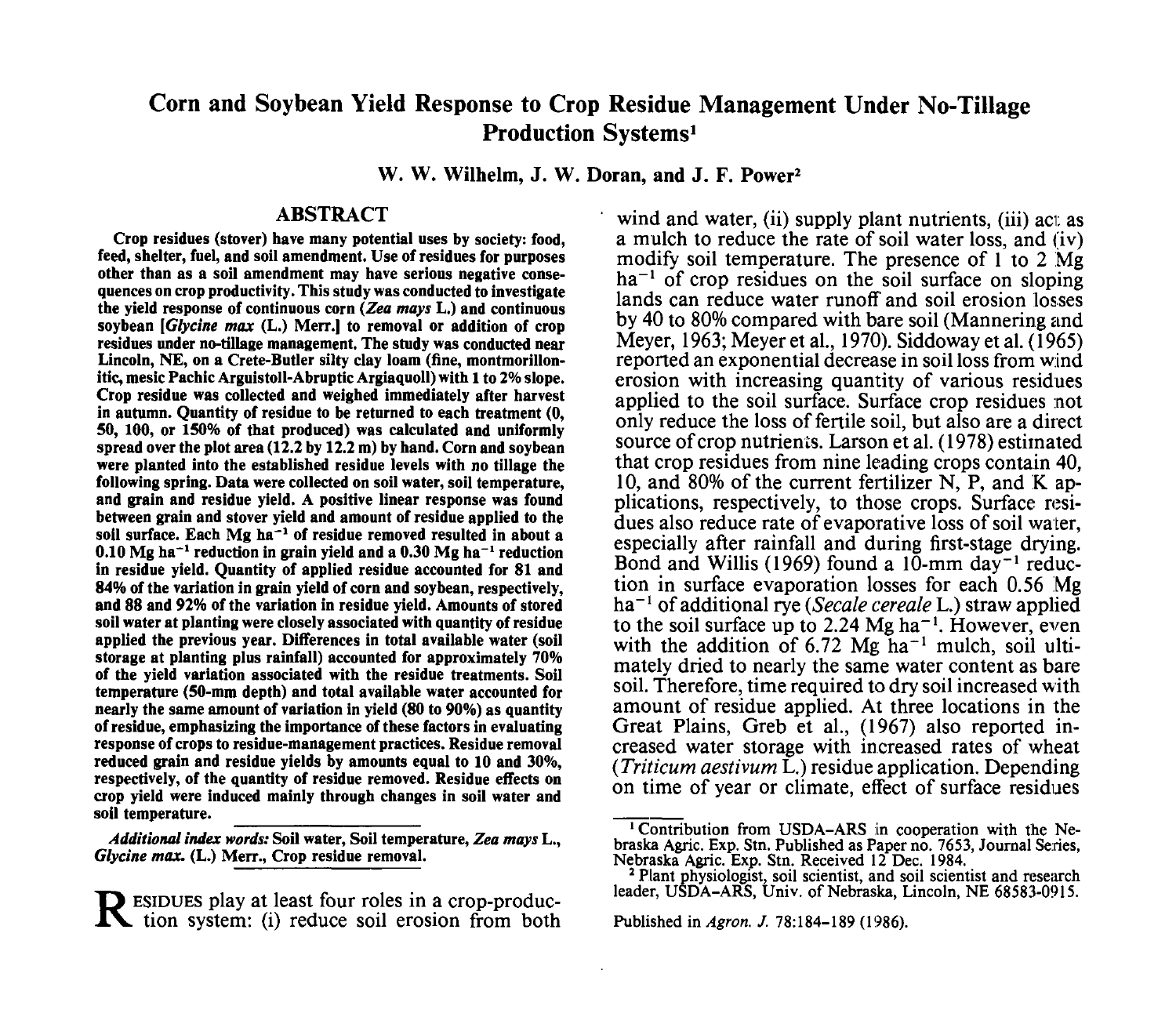# Corn and Soybean Yield Response to Crop Residue Management Under No-Tillage Production Systems[1]

**W. W. Wilhelm, J. W. Doran, and J. F. Power[2]**

## ABSTRACT

**Crop residues (stover) have many potential uses by society: food, feed, shelter, fuel, and soil amendment. Use of residues for purposes other than as a soil amendment may have serious negative consequences on crop productivity. This study was conducted to investigate the yield response of continuous corn (*Zea mays* L.) and continuous soybean [*Glycine max* (L.) Merr.] to removal or addition of crop residues under no-tillage management. The study was conducted near Lincoln, NE, on a Crete-Butler silty clay loam (fine, montmorillonitic, mesic Pachic Arguistoll-Abruptic Argiaquoll) with 1 to 2% slope. Crop residue was collected and weighed immediately after harvest in autumn. Quantity of residue to be returned to each treatment (0, 50, 100, or 150% of that produced) was calculated and uniformly spread over the plot area (12.2 by 12.2 m) by hand. Corn and soybean were planted into the established residue levels with no tillage the following spring. Data were collected on soil water, soil temperature, and grain and residue yield. A positive linear response was found between grain and stover yield and amount of residue applied to the soil surface. Each Mg ha$^{-1}$ of residue removed resulted in about a 0.10 Mg ha$^{-1}$ reduction in grain yield and a 0.30 Mg ha$^{-1}$ reduction in residue yield. Quantity of applied residue accounted for 81 and 84% of the variation in grain yield of corn and soybean, respectively, and 88 and 92% of the variation in residue yield. Amounts of stored soil water at planting were closely associated with quantity of residue applied the previous year. Differences in total available water (soil storage at planting plus rainfall) accounted for approximately 70% of the yield variation associated with the residue treatments. Soil temperature (50-mm depth) and total available water accounted for nearly the same amount of variation in yield (80 to 90%) as quantity of residue, emphasizing the importance of these factors in evaluating response of crops to residue-management practices. Residue removal reduced grain and residue yields by amounts equal to 10 and 30%, respectively, of the quantity of residue removed. Residue effects on crop yield were induced mainly through changes in soil water and soil temperature.**

***Additional index words:*** **Soil water, Soil temperature, *Zea mays* L., *Glycine max.* (L.) Merr., Crop residue removal.**

RESIDUES play at least four roles in a crop-production system: (i) reduce soil erosion from both wind and water, (ii) supply plant nutrients, (iii) act as a mulch to reduce the rate of soil water loss, and (iv) modify soil temperature. The presence of 1 to 2 Mg ha$^{-1}$ of crop residues on the soil surface on sloping lands can reduce water runoff and soil erosion losses by 40 to 80% compared with bare soil (Mannering and Meyer, 1963; Meyer et al., 1970). Siddoway et al. (1965) reported an exponential decrease in soil loss from wind erosion with increasing quantity of various residues applied to the soil surface. Surface crop residues not only reduce the loss of fertile soil, but also are a direct source of crop nutrients. Larson et al. (1978) estimated that crop residues from nine leading crops contain 40, 10, and 80% of the current fertilizer N, P, and K applications, respectively, to those crops. Surface residues also reduce rate of evaporative loss of soil water, especially after rainfall and during first-stage drying. Bond and Willis (1969) found a 10-mm day$^{-1}$ reduction in surface evaporation losses for each 0.56 Mg ha$^{-1}$ of additional rye (*Secale cereale* L.) straw applied to the soil surface up to 2.24 Mg ha$^{-1}$. However, even with the addition of 6.72 Mg ha$^{-1}$ mulch, soil ultimately dried to nearly the same water content as bare soil. Therefore, time required to dry soil increased with amount of residue applied. At three locations in the Great Plains, Greb et al., (1967) also reported increased water storage with increased rates of wheat (*Triticum aestivum* L.) residue application. Depending on time of year or climate, effect of surface residues

[1] Contribution from USDA-ARS in cooperation with the Nebraska Agric. Exp. Stn. Published as Paper no. 7653, Journal Series, Nebraska Agric. Exp. Stn. Received 12 Dec. 1984.

[2] Plant physiologist, soil scientist, and soil scientist and research leader, USDA-ARS, Univ. of Nebraska, Lincoln, NE 68583-0915.

Published in *Agron. J.* 78:184–189 (1986).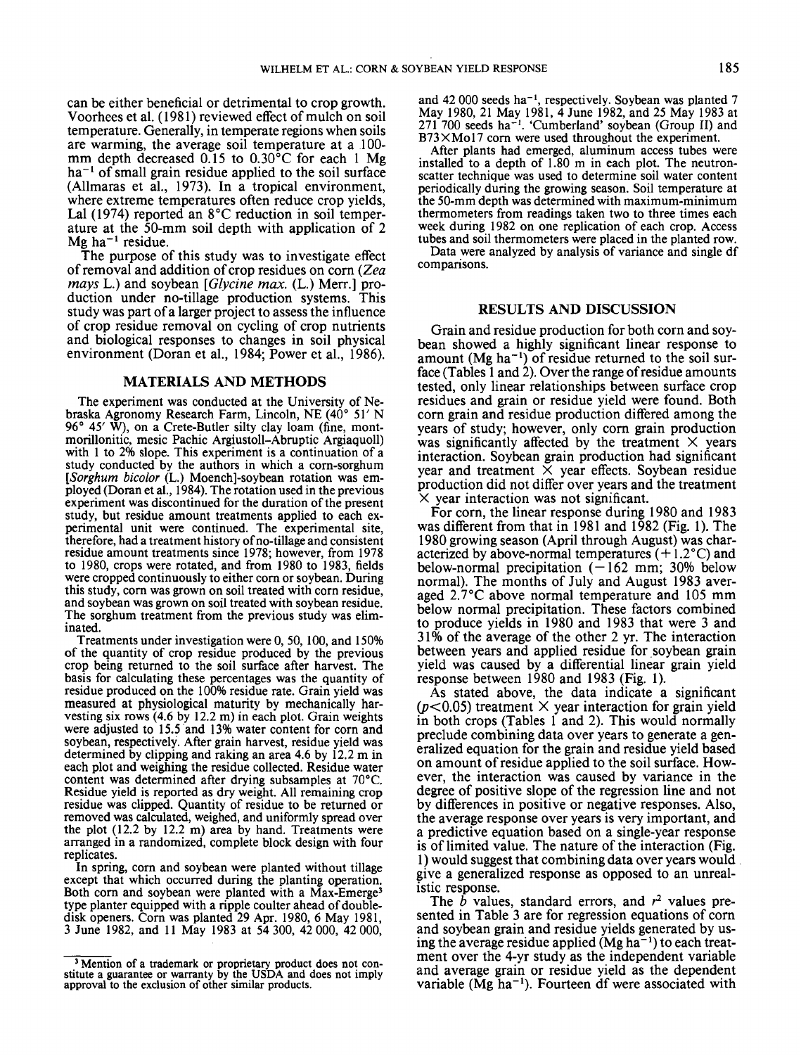can be either beneficial or detrimental to crop growth. Voorhees et al. (1981) reviewed effect of mulch on soil temperature. Generally, in temperate regions when soils are warming, the average soil temperature at a 100-mm depth decreased 0.15 to 0.30°C for each 1 Mg $ha^{-1}$ of small grain residue applied to the soil surface (Allmaras et al., 1973). In a tropical environment, where extreme temperatures often reduce crop yields, Lal (1974) reported an 8°C reduction in soil temperature at the 50-mm soil depth with application of 2 Mg $ha^{-1}$ residue.

The purpose of this study was to investigate effect of removal and addition of crop residues on corn (*Zea mays* L.) and soybean [*Glycine max.* (L.) Merr.] production under no-tillage production systems. This study was part of a larger project to assess the influence of crop residue removal on cycling of crop nutrients and biological responses to changes in soil physical environment (Doran et al., 1984; Power et al., 1986).

## MATERIALS AND METHODS

The experiment was conducted at the University of Nebraska Agronomy Research Farm, Lincoln, NE (40° 51′ N 96° 45′ W), on a Crete-Butler silty clay loam (fine, montmorillonitic, mesic Pachic Argiustoll-Abruptic Argiaquoll) with 1 to 2% slope. This experiment is a continuation of a study conducted by the authors in which a corn-sorghum [*Sorghum bicolor* (L.) Moench]-soybean rotation was employed (Doran et al., 1984). The rotation used in the previous experiment was discontinued for the duration of the present study, but residue amount treatments applied to each experimental unit were continued. The experimental site, therefore, had a treatment history of no-tillage and consistent residue amount treatments since 1978; however, from 1978 to 1980, crops were rotated, and from 1980 to 1983, fields were cropped continuously to either corn or soybean. During this study, corn was grown on soil treated with corn residue, and soybean was grown on soil treated with soybean residue. The sorghum treatment from the previous study was eliminated.

Treatments under investigation were 0, 50, 100, and 150% of the quantity of crop residue produced by the previous crop being returned to the soil surface after harvest. The basis for calculating these percentages was the quantity of residue produced on the 100% residue rate. Grain yield was measured at physiological maturity by mechanically harvesting six rows (4.6 by 12.2 m) in each plot. Grain weights were adjusted to 15.5 and 13% water content for corn and soybean, respectively. After grain harvest, residue yield was determined by clipping and raking an area 4.6 by 12.2 m in each plot and weighing the residue collected. Residue water content was determined after drying subsamples at 70°C. Residue yield is reported as dry weight. All remaining crop residue was clipped. Quantity of residue to be returned or removed was calculated, weighed, and uniformly spread over the plot (12.2 by 12.2 m) area by hand. Treatments were arranged in a randomized, complete block design with four replicates.

In spring, corn and soybean were planted without tillage except that which occurred during the planting operation. Both corn and soybean were planted with a Max-Emerge[3] type planter equipped with a ripple coulter ahead of double-disk openers. Corn was planted 29 Apr. 1980, 6 May 1981, 3 June 1982, and 11 May 1983 at 54 300, 42 000, 42 000, and 42 000 seeds $ha^{-1}$, respectively. Soybean was planted 7 May 1980, 21 May 1981, 4 June 1982, and 25 May 1983 at 271 700 seeds $ha^{-1}$. 'Cumberland' soybean (Group II) and B73×Mo17 corn were used throughout the experiment.

After plants had emerged, aluminum access tubes were installed to a depth of 1.80 m in each plot. The neutron-scatter technique was used to determine soil water content periodically during the growing season. Soil temperature at the 50-mm depth was determined with maximum-minimum thermometers from readings taken two to three times each week during 1982 on one replication of each crop. Access tubes and soil thermometers were placed in the planted row.

Data were analyzed by analysis of variance and single df comparisons.

[3] Mention of a trademark or proprietary product does not constitute a guarantee or warranty by the USDA and does not imply approval to the exclusion of other similar products.

## RESULTS AND DISCUSSION

Grain and residue production for both corn and soybean showed a highly significant linear response to amount (Mg $ha^{-1}$) of residue returned to the soil surface (Tables 1 and 2). Over the range of residue amounts tested, only linear relationships between surface crop residues and grain or residue yield were found. Both corn grain and residue production differed among the years of study; however, only corn grain production was significantly affected by the treatment × years interaction. Soybean grain production had significant year and treatment × year effects. Soybean residue production did not differ over years and the treatment × year interaction was not significant.

For corn, the linear response during 1980 and 1983 was different from that in 1981 and 1982 (Fig. 1). The 1980 growing season (April through August) was characterized by above-normal temperatures (+1.2°C) and below-normal precipitation (−162 mm; 30% below normal). The months of July and August 1983 averaged 2.7°C above normal temperature and 105 mm below normal precipitation. These factors combined to produce yields in 1980 and 1983 that were 3 and 31% of the average of the other 2 yr. The interaction between years and applied residue for soybean grain yield was caused by a differential linear grain yield response between 1980 and 1983 (Fig. 1).

As stated above, the data indicate a significant ($p<0.05$) treatment × year interaction for grain yield in both crops (Tables 1 and 2). This would normally preclude combining data over years to generate a generalized equation for the grain and residue yield based on amount of residue applied to the soil surface. However, the interaction was caused by variance in the degree of positive slope of the regression line and not by differences in positive or negative responses. Also, the average response over years is very important, and a predictive equation based on a single-year response is of limited value. The nature of the interaction (Fig. 1) would suggest that combining data over years would give a generalized response as opposed to an unrealistic response.

The $b$ values, standard errors, and $r^2$ values presented in Table 3 are for regression equations of corn and soybean grain and residue yields generated by using the average residue applied (Mg $ha^{-1}$) to each treatment over the 4-yr study as the independent variable and average grain or residue yield as the dependent variable (Mg $ha^{-1}$). Fourteen df were associated with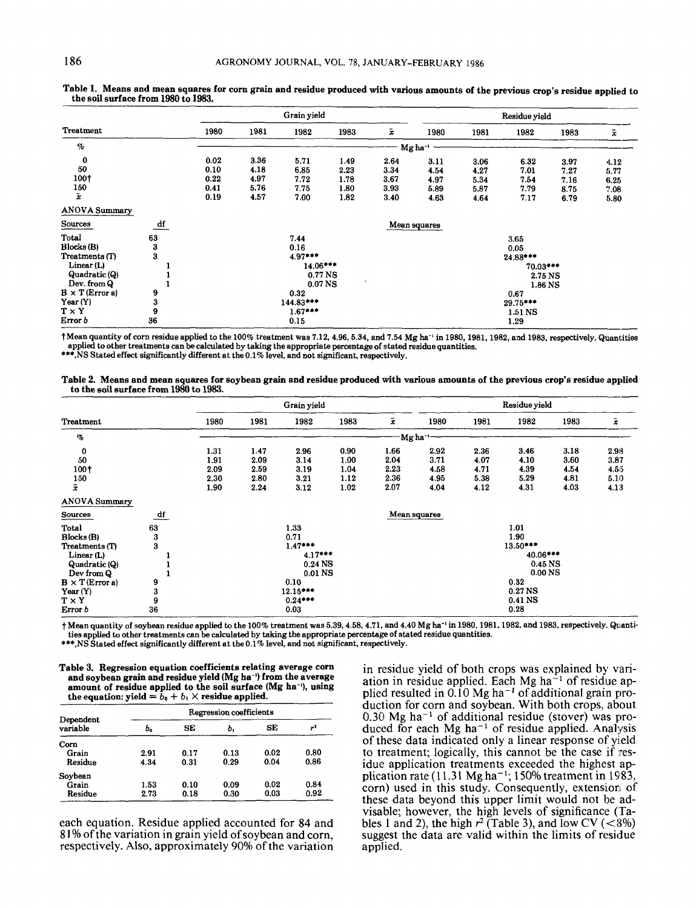**Table 1. Means and mean squares for corn grain and residue produced with various amounts of the previous crop's residue applied to the soil surface from 1980 to 1983.**

| Treatment | | Grain yield | | | | | Residue yield | | | | |
|---|---|---|---|---|---|---|---|---|---|---|---|
| | | 1980 | 1981 | 1982 | 1983 | $\bar{x}$ | 1980 | 1981 | 1982 | 1983 | $\bar{x}$ |
| % | | Mg ha$^{-1}$ | | | | | | | | | |
| 0 | | 0.02 | 3.36 | 5.71 | 1.49 | 2.64 | 3.11 | 3.06 | 6.32 | 3.97 | 4.12 |
| 50 | | 0.10 | 4.18 | 6.85 | 2.23 | 3.34 | 4.54 | 4.27 | 7.01 | 7.27 | 5.77 |
| 100† | | 0.22 | 4.97 | 7.72 | 1.78 | 3.67 | 4.97 | 5.34 | 7.54 | 7.16 | 6.25 |
| 150 | | 0.41 | 5.76 | 7.75 | 1.80 | 3.93 | 5.89 | 5.87 | 7.79 | 8.75 | 7.08 |
| $\bar{x}$ | | 0.19 | 4.57 | 7.00 | 1.82 | 3.40 | 4.63 | 4.64 | 7.17 | 6.79 | 5.80 |
| ANOVA Summary | | | | | | | | | | | |
| Sources | df | Mean squares | | | | | | | | | |
| Total | 63 | 7.44 | | | | | 3.65 | | | | |
| Blocks (B) | 3 | 0.16 | | | | | 0.05 | | | | |
| Treatments (T) | 3 | 4.97*** | | | | | 24.88*** | | | | |
| Linear (L) | 1 | 14.06*** | | | | | 70.03*** | | | | |
| Quadratic (Q) | 1 | 0.77 NS | | | | | 2.75 NS | | | | |
| Dev. from Q | 1 | 0.07 NS | | | | | 1.86 NS | | | | |
| B × T (Error a) | 9 | 0.32 | | | | | 0.67 | | | | |
| Year (Y) | 3 | 144.83*** | | | | | 29.75*** | | | | |
| T × Y | 9 | 1.67*** | | | | | 1.51 NS | | | | |
| Error b | 36 | 0.15 | | | | | 1.29 | | | | |

† Mean quantity of corn residue applied to the 100% treatment was 7.12, 4.96, 5.34, and 7.54 Mg ha$^{-1}$ in 1980, 1981, 1982, and 1983, respectively. Quantities applied to other treatments can be calculated by taking the appropriate percentage of stated residue quantities.

***,NS Stated effect significantly different at the 0.1% level, and not significant, respectively.

**Table 2. Means and mean squares for soybean grain and residue produced with various amounts of the previous crop's residue applied to the soil surface from 1980 to 1983.**

| Treatment | | Grain yield | | | | | Residue yield | | | | |
|---|---|---|---|---|---|---|---|---|---|---|---|
| | | 1980 | 1981 | 1982 | 1983 | $\bar{x}$ | 1980 | 1981 | 1982 | 1983 | $\bar{x}$ |
| % | | Mg ha$^{-1}$ | | | | | | | | | |
| 0 | | 1.31 | 1.47 | 2.96 | 0.90 | 1.66 | 2.92 | 2.36 | 3.46 | 3.18 | 2.98 |
| 50 | | 1.91 | 2.09 | 3.14 | 1.00 | 2.04 | 3.71 | 4.07 | 4.10 | 3.60 | 3.87 |
| 100† | | 2.09 | 2.59 | 3.19 | 1.04 | 2.23 | 4.58 | 4.71 | 4.39 | 4.54 | 4.55 |
| 150 | | 2.30 | 2.80 | 3.21 | 1.12 | 2.36 | 4.95 | 5.38 | 5.29 | 4.81 | 5.10 |
| $\bar{x}$ | | 1.90 | 2.24 | 3.12 | 1.02 | 2.07 | 4.04 | 4.12 | 4.31 | 4.03 | 4.13 |
| ANOVA Summary | | | | | | | | | | | |
| Sources | df | Mean squares | | | | | | | | | |
| Total | 63 | 1.33 | | | | | 1.01 | | | | |
| Blocks (B) | 3 | 0.71 | | | | | 1.90 | | | | |
| Treatments (T) | 3 | 1.47*** | | | | | 13.50*** | | | | |
| Linear (L) | 1 | 4.17*** | | | | | 40.06*** | | | | |
| Quadratic (Q) | 1 | 0.24 NS | | | | | 0.45 NS | | | | |
| Dev from Q | 1 | 0.01 NS | | | | | 0.00 NS | | | | |
| B × T (Error a) | 9 | 0.10 | | | | | 0.32 | | | | |
| Year (Y) | 3 | 12.15*** | | | | | 0.27 NS | | | | |
| T × Y | 9 | 0.24*** | | | | | 0.41 NS | | | | |
| Error b | 36 | 0.03 | | | | | 0.28 | | | | |

† Mean quantity of soybean residue applied to the 100% treatment was 5.39, 4.58, 4.71, and 4.40 Mg ha$^{-1}$ in 1980, 1981, 1982, and 1983, respectively. Quantities applied to other treatments can be calculated by taking the appropriate percentage of stated residue quantities.

***,NS Stated effect significantly different at the 0.1% level, and not significant, respectively.

**Table 3. Regression equation coefficients relating average corn and soybean grain and residue yield (Mg ha$^{-1}$) from the average amount of residue applied to the soil surface (Mg ha$^{-1}$), using the equation: yield = $b_0$ + $b_1$ × residue applied.**

| Dependent variable | Regression coefficients | | | | |
|---|---|---|---|---|---|
| | $b_0$ | SE | $b_1$ | SE | $r^2$ |
| Corn | | | | | |
| Grain | 2.91 | 0.17 | 0.13 | 0.02 | 0.80 |
| Residue | 4.34 | 0.31 | 0.29 | 0.04 | 0.86 |
| Soybean | | | | | |
| Grain | 1.53 | 0.10 | 0.09 | 0.02 | 0.84 |
| Residue | 2.73 | 0.18 | 0.30 | 0.03 | 0.92 |

each equation. Residue applied accounted for 84 and 81% of the variation in grain yield of soybean and corn, respectively. Also, approximately 90% of the variation in residue yield of both crops was explained by variation in residue applied. Each Mg ha$^{-1}$ of residue applied resulted in 0.10 Mg ha$^{-1}$ of additional grain production for corn and soybean. With both crops, about 0.30 Mg ha$^{-1}$ of additional residue (stover) was produced for each Mg ha$^{-1}$ of residue applied. Analysis of these data indicated only a linear response of yield to treatment; logically, this cannot be the case if residue application treatments exceeded the highest application rate (11.31 Mg ha$^{-1}$; 150% treatment in 1983, corn) used in this study. Consequently, extension of these data beyond this upper limit would not be advisable; however, the high levels of significance (Tables 1 and 2), the high $r^2$ (Table 3), and low CV (<8%) suggest the data are valid within the limits of residue applied.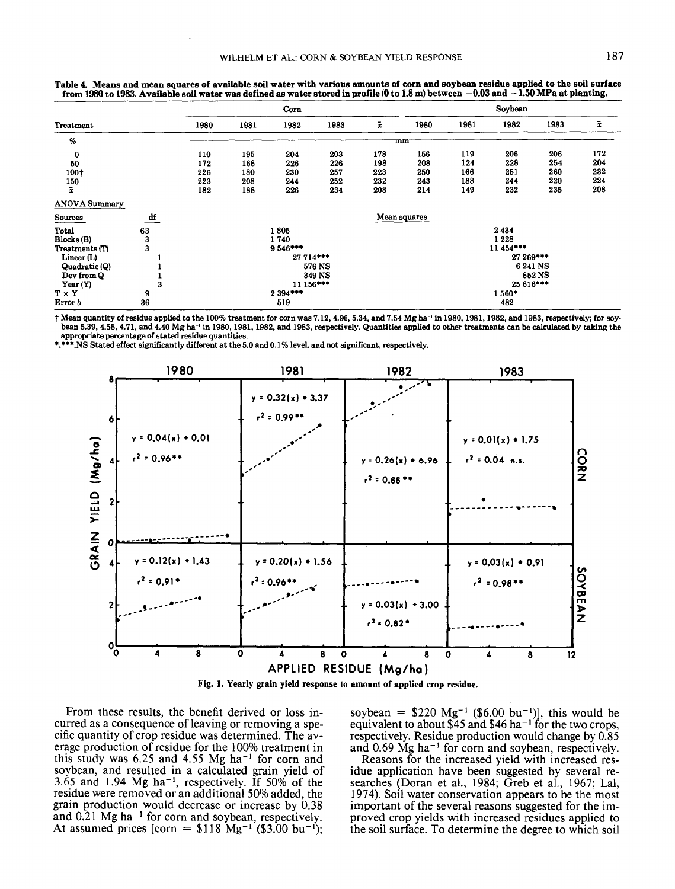**Table 4. Means and mean squares of available soil water with various amounts of corn and soybean residue applied to the soil surface from 1980 to 1983. Available soil water was defined as water stored in profile (0 to 1.8 m) between −0.03 and −1.50 MPa at planting.**

| Treatment | | Corn | | | | | Soybean | | | | |
|---|---|---|---|---|---|---|---|---|---|---|---|
| | | 1980 | 1981 | 1982 | 1983 | $\bar{x}$ | 1980 | 1981 | 1982 | 1983 | $\bar{x}$ |
| % | | mm | | | | | | | | | |
| 0 | | 110 | 195 | 204 | 203 | 178 | 156 | 119 | 206 | 206 | 172 |
| 50 | | 172 | 168 | 226 | 226 | 198 | 208 | 124 | 228 | 254 | 204 |
| 100† | | 226 | 180 | 230 | 257 | 223 | 250 | 166 | 251 | 260 | 232 |
| 150 | | 223 | 208 | 244 | 252 | 232 | 243 | 188 | 244 | 220 | 224 |
| $\bar{x}$ | | 182 | 188 | 226 | 234 | 208 | 214 | 149 | 232 | 235 | 208 |
| ANOVA Summary | | | | | | | | | | | |
| Sources | df | Mean squares | | | | | | | | | |
| Total | 63 | 1 805 | | | | | 2 434 | | | | |
| Blocks (B) | 3 | 1 740 | | | | | 1 228 | | | | |
| Treatments (T) | 3 | 9 546*** | | | | | 11 454*** | | | | |
| Linear (L) | 1 | 27 714*** | | | | | 27 269*** | | | | |
| Quadratic (Q) | 1 | 576 NS | | | | | 6 241 NS | | | | |
| Dev from Q | 1 | 349 NS | | | | | 852 NS | | | | |
| Year (Y) | 3 | 11 156*** | | | | | 25 616*** | | | | |
| T × Y | 9 | 2 394*** | | | | | 1 560* | | | | |
| Error b | 36 | 519 | | | | | 482 | | | | |

† Mean quantity of residue applied to the 100% treatment for corn was 7.12, 4.96, 5.34, and 7.54 Mg ha$^{-1}$ in 1980, 1981, 1982, and 1983, respectively; for soybean 5.39, 4.58, 4.71, and 4.40 Mg ha$^{-1}$ in 1980, 1981, 1982, and 1983, respectively. Quantities applied to other treatments can be calculated by taking the appropriate percentage of stated residue quantities.

*,***,NS Stated effect significantly different at the 5.0 and 0.1% level, and not significant, respectively.

Fig. 1. Yearly grain yield response to amount of applied crop residue.

From these results, the benefit derived or loss incurred as a consequence of leaving or removing a specific quantity of crop residue was determined. The average production of residue for the 100% treatment in this study was 6.25 and 4.55 Mg ha$^{-1}$ for corn and soybean, and resulted in a calculated grain yield of 3.65 and 1.94 Mg ha$^{-1}$, respectively. If 50% of the residue were removed or an additional 50% added, the grain production would decrease or increase by 0.38 and 0.21 Mg ha$^{-1}$ for corn and soybean, respectively. At assumed prices [corn = \$118 Mg$^{-1}$ (\$3.00 bu$^{-1}$); soybean = \$220 Mg$^{-1}$ (\$6.00 bu$^{-1}$)], this would be equivalent to about \$45 and \$46 ha$^{-1}$ for the two crops, respectively. Residue production would change by 0.85 and 0.69 Mg ha$^{-1}$ for corn and soybean, respectively.

Reasons for the increased yield with increased residue application have been suggested by several researches (Doran et al., 1984; Greb et al., 1967; Lal, 1974). Soil water conservation appears to be the most important of the several reasons suggested for the improved crop yields with increased residues applied to the soil surface. To determine the degree to which soil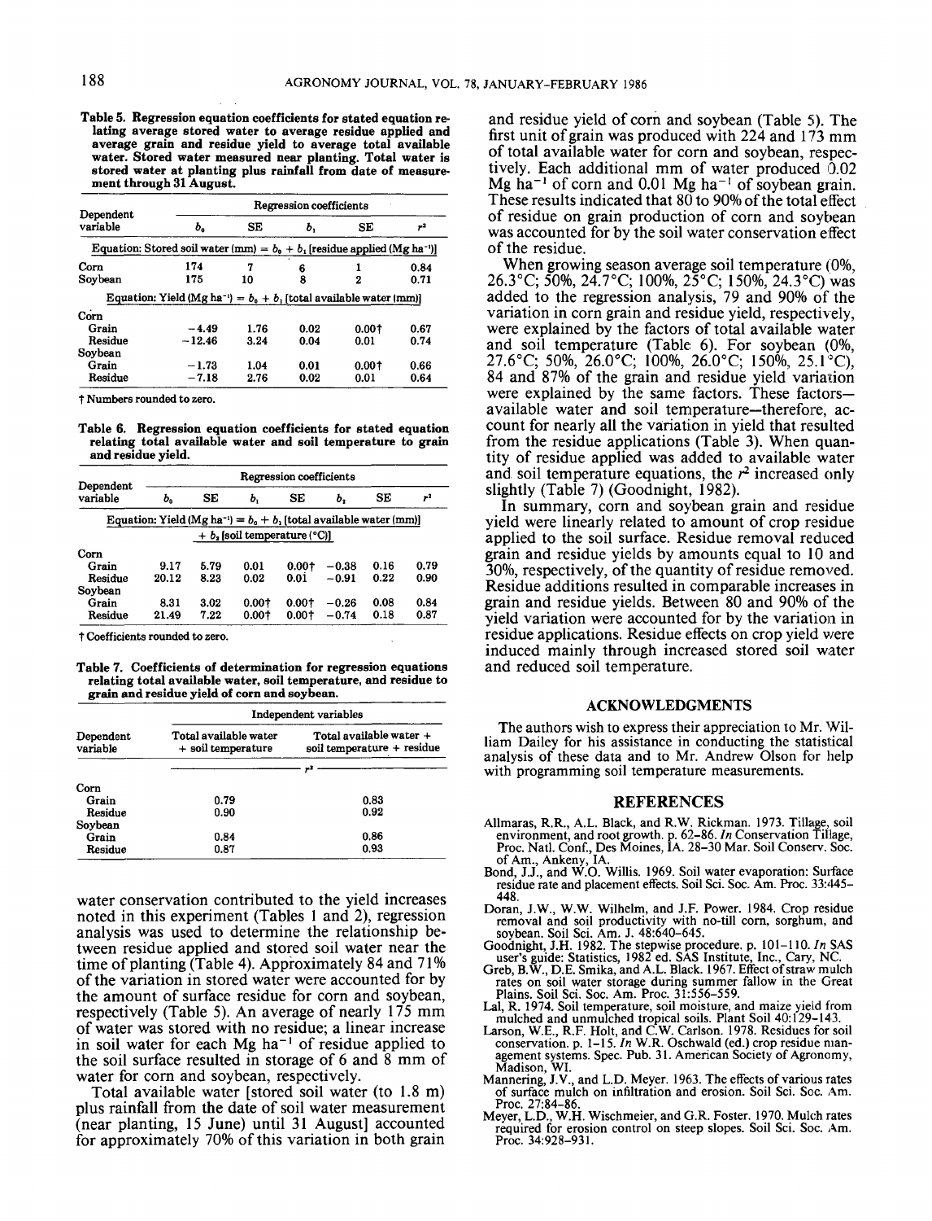**Table 5. Regression equation coefficients for stated equation relating average stored water to average residue applied and average grain and residue yield to average total available water. Stored water measured near planting. Total water is stored water at planting plus rainfall from date of measurement through 31 August.**

| Dependent variable | Regression coefficients | | | | |
|---|---|---|---|---|---|
| | $b_0$ | SE | $b_1$ | SE | $r^2$ |
| Equation: Stored soil water (mm) = $b_0 + b_1$ [residue applied (Mg ha$^{-1}$)] | | | | | |
| Corn | 174 | 7 | 6 | 1 | 0.84 |
| Soybean | 175 | 10 | 8 | 2 | 0.71 |
| Equation: Yield (Mg ha$^{-1}$) = $b_0 + b_1$ [total available water (mm)] | | | | | |
| Corn | | | | | |
| Grain | −4.49 | 1.76 | 0.02 | 0.00† | 0.67 |
| Residue | −12.46 | 3.24 | 0.04 | 0.01 | 0.74 |
| Soybean | | | | | |
| Grain | −1.73 | 1.04 | 0.01 | 0.00† | 0.66 |
| Residue | −7.18 | 2.76 | 0.02 | 0.01 | 0.64 |

† Numbers rounded to zero.

**Table 6. Regression equation coefficients for stated equation relating total available water and soil temperature to grain and residue yield.**

| Dependent variable | Regression coefficients | | | | | | |
|---|---|---|---|---|---|---|---|
| | $b_0$ | SE | $b_1$ | SE | $b_2$ | SE | $r^2$ |
| Equation: Yield (Mg ha$^{-1}$) = $b_0 + b_1$ [total available water (mm)] + $b_2$ [soil temperature (°C)] | | | | | | | |
| Corn | | | | | | | |
| Grain | 9.17 | 5.79 | 0.01 | 0.00† | −0.38 | 0.16 | 0.79 |
| Residue | 20.12 | 8.23 | 0.02 | 0.01 | −0.91 | 0.22 | 0.90 |
| Soybean | | | | | | | |
| Grain | 8.31 | 3.02 | 0.00† | 0.00† | −0.26 | 0.08 | 0.84 |
| Residue | 21.49 | 7.22 | 0.00† | 0.00† | −0.74 | 0.18 | 0.87 |

† Coefficients rounded to zero.

**Table 7. Coefficients of determination for regression equations relating total available water, soil temperature, and residue to grain and residue yield of corn and soybean.**

| Dependent variable | Independent variables | |
|---|---|---|
| | Total available water + soil temperature | Total available water + soil temperature + residue |
| | $r^2$ | |
| Corn | | |
| Grain | 0.79 | 0.83 |
| Residue | 0.90 | 0.92 |
| Soybean | | |
| Grain | 0.84 | 0.86 |
| Residue | 0.87 | 0.93 |

water conservation contributed to the yield increases noted in this experiment (Tables 1 and 2), regression analysis was used to determine the relationship between residue applied and stored soil water near the time of planting (Table 4). Approximately 84 and 71% of the variation in stored water were accounted for by the amount of surface residue for corn and soybean, respectively (Table 5). An average of nearly 175 mm of water was stored with no residue; a linear increase in soil water for each Mg ha$^{-1}$ of residue applied to the soil surface resulted in storage of 6 and 8 mm of water for corn and soybean, respectively.

Total available water [stored soil water (to 1.8 m) plus rainfall from the date of soil water measurement (near planting, 15 June) until 31 August] accounted for approximately 70% of this variation in both grain and residue yield of corn and soybean (Table 5). The first unit of grain was produced with 224 and 173 mm of total available water for corn and soybean, respectively. Each additional mm of water produced 0.02 Mg ha$^{-1}$ of corn and 0.01 Mg ha$^{-1}$ of soybean grain. These results indicated that 80 to 90% of the total effect of residue on grain production of corn and soybean was accounted for by the soil water conservation effect of the residue.

When growing season average soil temperature (0%, 26.3°C; 50%, 24.7°C; 100%, 25°C; 150%, 24.3°C) was added to the regression analysis, 79 and 90% of the variation in corn grain and residue yield, respectively, were explained by the factors of total available water and soil temperature (Table 6). For soybean (0%, 27.6°C; 50%, 26.0°C; 100%, 26.0°C; 150%, 25.1°C), 84 and 87% of the grain and residue yield variation were explained by the same factors. These factors—available water and soil temperature—therefore, account for nearly all the variation in yield that resulted from the residue applications (Table 3). When quantity of residue applied was added to available water and soil temperature equations, the $r^2$ increased only slightly (Table 7) (Goodnight, 1982).

In summary, corn and soybean grain and residue yield were linearly related to amount of crop residue applied to the soil surface. Residue removal reduced grain and residue yields by amounts equal to 10 and 30%, respectively, of the quantity of residue removed. Residue additions resulted in comparable increases in grain and residue yields. Between 80 and 90% of the yield variation were accounted for by the variation in residue applications. Residue effects on crop yield were induced mainly through increased stored soil water and reduced soil temperature.

## ACKNOWLEDGMENTS

The authors wish to express their appreciation to Mr. William Dailey for his assistance in conducting the statistical analysis of these data and to Mr. Andrew Olson for help with programming soil temperature measurements.

## REFERENCES

Allmaras, R.R., A.L. Black, and R.W. Rickman. 1973. Tillage, soil environment, and root growth. p. 62–86. *In* Conservation Tillage, Proc. Natl. Conf., Des Moines, IA. 28–30 Mar. Soil Conserv. Soc. of Am., Ankeny, IA.

Bond, J.J., and W.O. Willis. 1969. Soil water evaporation: Surface residue rate and placement effects. Soil Sci. Soc. Am. Proc. 33:445–448.

Doran, J.W., W.W. Wilhelm, and J.F. Power. 1984. Crop residue removal and soil productivity with no-till corn, sorghum, and soybean. Soil Sci. Am. J. 48:640–645.

Goodnight, J.H. 1982. The stepwise procedure. p. 101–110. *In* SAS user's guide: Statistics, 1982 ed. SAS Institute, Inc., Cary, NC.

Greb, B.W., D.E. Smika, and A.L. Black. 1967. Effect of straw mulch rates on soil water storage during summer fallow in the Great Plains. Soil Sci. Soc. Am. Proc. 31:556–559.

Lal, R. 1974. Soil temperature, soil moisture, and maize yield from mulched and unmulched tropical soils. Plant Soil 40:129–143.

Larson, W.E., R.F. Holt, and C.W. Carlson. 1978. Residues for soil conservation. p. 1–15. *In* W.R. Oschwald (ed.) crop residue management systems. Spec. Pub. 31. American Society of Agronomy, Madison, WI.

Mannering, J.V., and L.D. Meyer. 1963. The effects of various rates of surface mulch on infiltration and erosion. Soil Sci. Soc. Am. Proc. 27:84–86.

Meyer, L.D., W.H. Wischmeier, and G.R. Foster. 1970. Mulch rates required for erosion control on steep slopes. Soil Sci. Soc. Am. Proc. 34:928–931.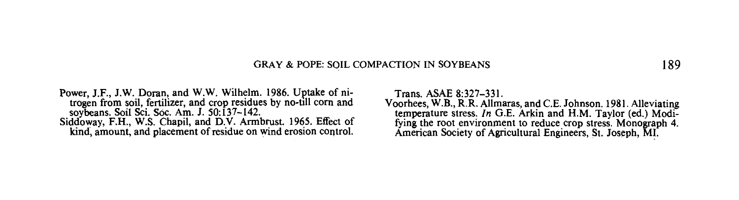Power, J.F., J.W. Doran, and W.W. Wilhelm. 1986. Uptake of nitrogen from soil, fertilizer, and crop residues by no-till corn and soybeans. Soil Sci. Soc. Am. J. 50:137–142.

Siddoway, F.H., W.S. Chapil, and D.V. Armbrust. 1965. Effect of kind, amount, and placement of residue on wind erosion control. Trans. ASAE 8:327–331.

Voorhees, W.B., R.R. Allmaras, and C.E. Johnson. 1981. Alleviating temperature stress. *In* G.E. Arkin and H.M. Taylor (ed.) Modifying the root environment to reduce crop stress. Monograph 4. American Society of Agricultural Engineers, St. Joseph, MI.